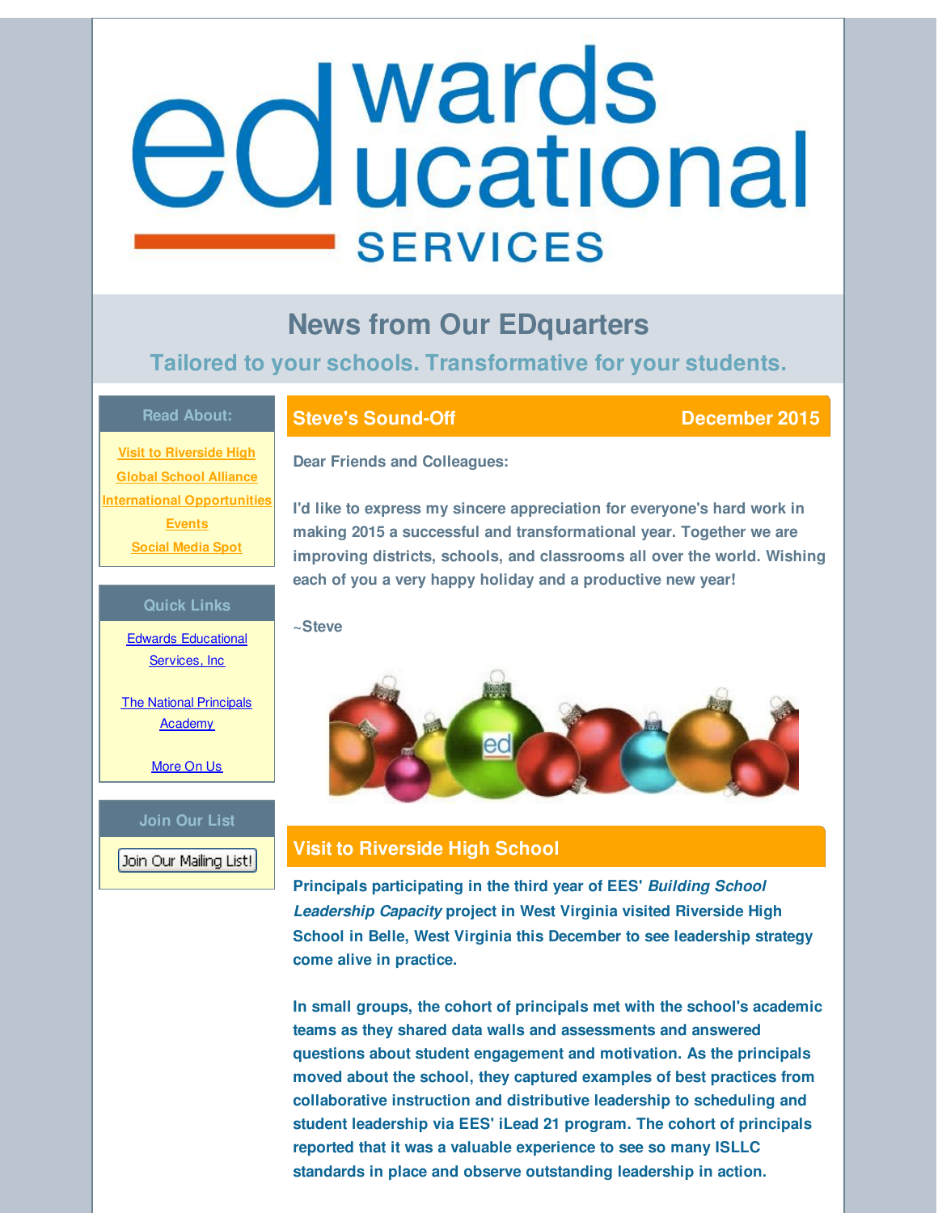# Edwards Educational Services

## News from Our EDquarters

### Tailored to your schools. Transformative for your students.

**Read About:**

- Visit to Riverside High
- Global School Alliance
- International Opportunities
- Events
- Social Media Spot

**Quick Links**

- Edwards Educational Services, Inc
- The National Principals Academy
- More On Us

**Join Our List**

Join Our Mailing List!

## Steve's Sound-Off — December 2015

**Dear Friends and Colleagues:**

**I'd like to express my sincere appreciation for everyone's hard work in making 2015 a successful and transformational year. Together we are improving districts, schools, and classrooms all over the world. Wishing each of you a very happy holiday and a productive new year!**

**~Steve**

## Visit to Riverside High School

**Principals participating in the third year of EES' *Building School Leadership Capacity* project in West Virginia visited Riverside High School in Belle, West Virginia this December to see leadership strategy come alive in practice.**

**In small groups, the cohort of principals met with the school's academic teams as they shared data walls and assessments and answered questions about student engagement and motivation. As the principals moved about the school, they captured examples of best practices from collaborative instruction and distributive leadership to scheduling and student leadership via EES' iLead 21 program. The cohort of principals reported that it was a valuable experience to see so many ISLLC standards in place and observe outstanding leadership in action.**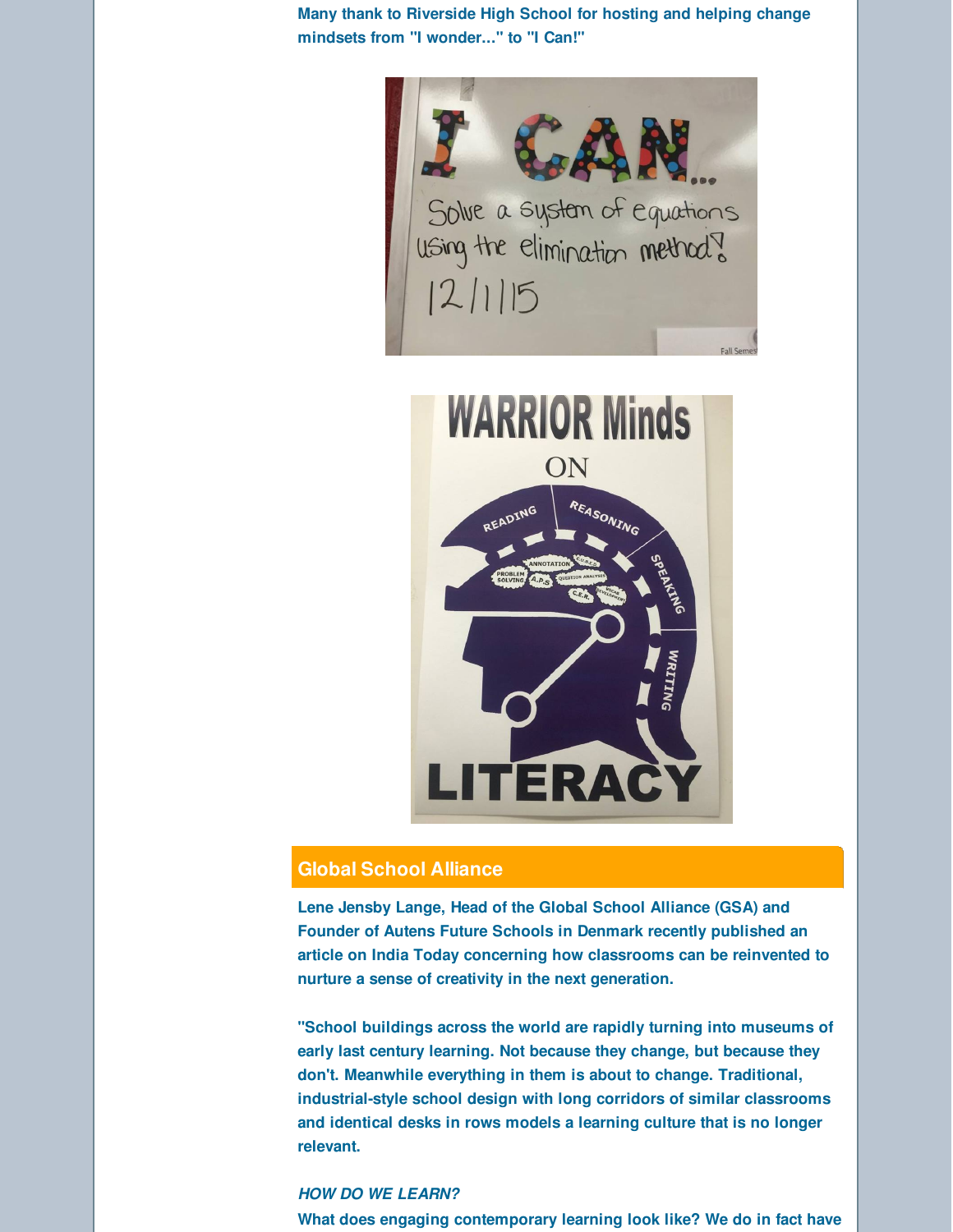**Many thank to Riverside High School for hosting and helping change mindsets from "I wonder..." to "I Can!"**

## Global School Alliance

**Lene Jensby Lange, Head of the Global School Alliance (GSA) and Founder of Autens Future Schools in Denmark recently published an article on India Today concerning how classrooms can be reinvented to nurture a sense of creativity in the next generation.**

**"School buildings across the world are rapidly turning into museums of early last century learning. Not because they change, but because they don't. Meanwhile everything in them is about to change. Traditional, industrial-style school design with long corridors of similar classrooms and identical desks in rows models a learning culture that is no longer relevant.**

***HOW DO WE LEARN?***

**What does engaging contemporary learning look like? We do in fact have**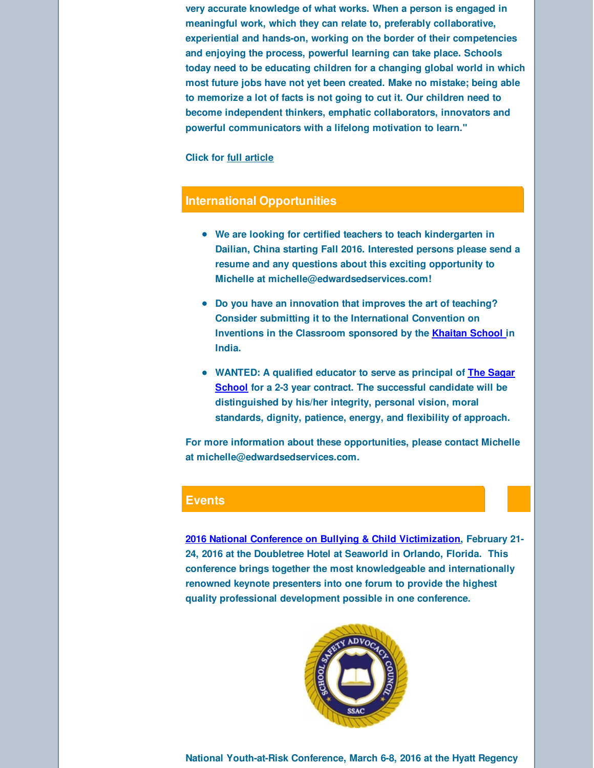very accurate knowledge of what works. When a person is engaged in meaningful work, which they can relate to, preferably collaborative, experiential and hands-on, working on the border of their competencies and enjoying the process, powerful learning can take place. Schools today need to be educating children for a changing global world in which most future jobs have not yet been created. Make no mistake; being able to memorize a lot of facts is not going to cut it. Our children need to become independent thinkers, emphatic collaborators, innovators and powerful communicators with a lifelong motivation to learn."

Click for full article

## International Opportunities

- We are looking for certified teachers to teach kindergarten in Dailian, China starting Fall 2016. Interested persons please send a resume and any questions about this exciting opportunity to Michelle at michelle@edwardsedservices.com!
- Do you have an innovation that improves the art of teaching? Consider submitting it to the International Convention on Inventions in the Classroom sponsored by the Khaitan School in India.
- WANTED: A qualified educator to serve as principal of The Sagar School for a 2-3 year contract. The successful candidate will be distinguished by his/her integrity, personal vision, moral standards, dignity, patience, energy, and flexibility of approach.

For more information about these opportunities, please contact Michelle at michelle@edwardsedservices.com.

## Events

2016 National Conference on Bullying & Child Victimization, February 21-24, 2016 at the Doubletree Hotel at Seaworld in Orlando, Florida. This conference brings together the most knowledgeable and internationally renowned keynote presenters into one forum to provide the highest quality professional development possible in one conference.

National Youth-at-Risk Conference, March 6-8, 2016 at the Hyatt Regency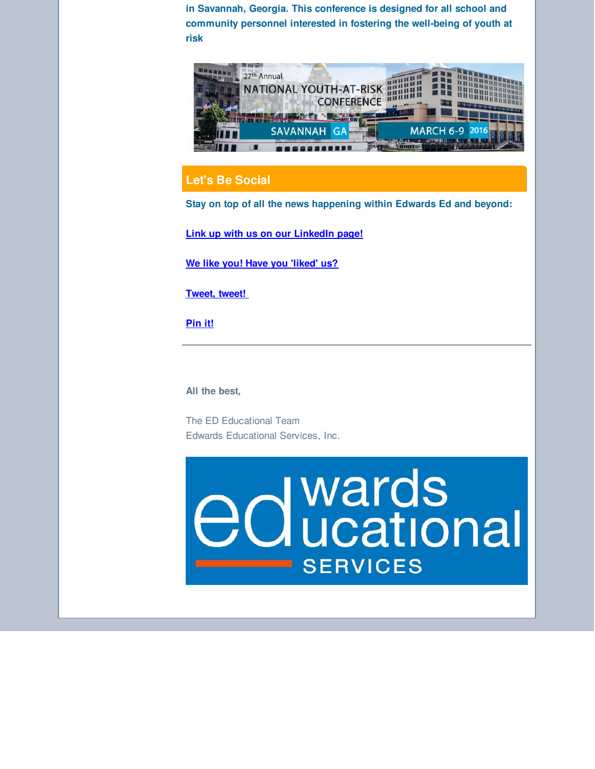**in Savannah, Georgia. This conference is designed for all school and community personnel interested in fostering the well-being of youth at risk**

## Let's Be Social

**Stay on top of all the news happening within Edwards Ed and beyond:**

**Link up with us on our LinkedIn page!**

**We like you! Have you 'liked' us?**

**Tweet, tweet!**

**Pin it!**

---

**All the best,**

The ED Educational Team
Edwards Educational Services, Inc.